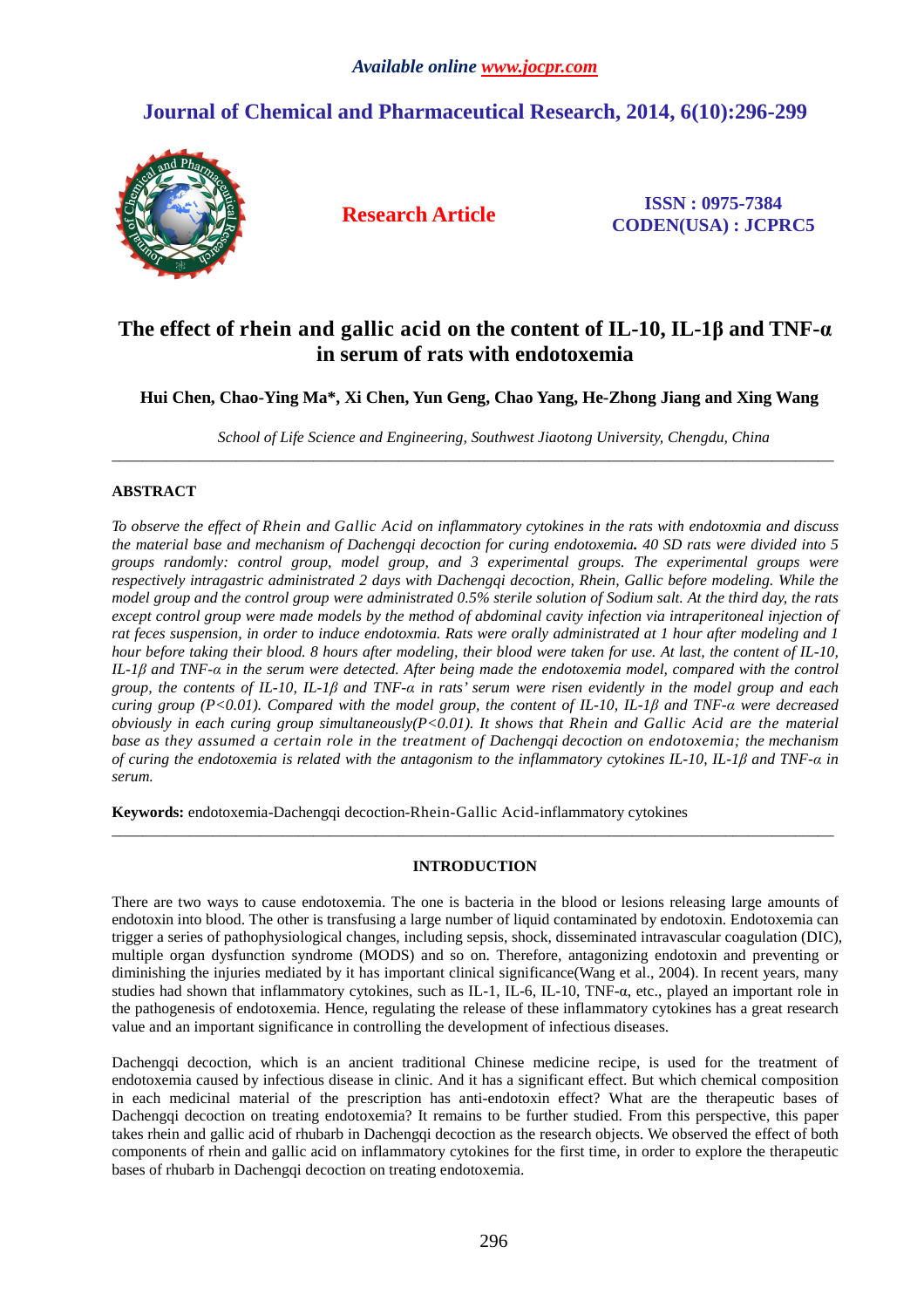*Available online www.jocpr.com*

## Journal of Chemical and Pharmaceutical Research, 2014, 6(10):296-299

**Research Article**

**ISSN : 0975-7384**
**CODEN(USA) : JCPRC5**

# The effect of rhein and gallic acid on the content of IL-10, IL-1β and TNF-α in serum of rats with endotoxemia

**Hui Chen, Chao-Ying Ma\*, Xi Chen, Yun Geng, Chao Yang, He-Zhong Jiang and Xing Wang**

*School of Life Science and Engineering, Southwest Jiaotong University, Chengdu, China*

---

## ABSTRACT

*To observe the effect of Rhein and Gallic Acid on inflammatory cytokines in the rats with endotoxmia and discuss the material base and mechanism of Dachengqi decoction for curing endotoxemia.* ***40 SD rats were divided into 5 groups randomly: control group, model group, and 3 experimental groups. The experimental groups were respectively intragastric administrated 2 days with Dachengqi decoction, Rhein, Gallic before modeling. While the model group and the control group were administrated 0.5% sterile solution of Sodium salt. At the third day, the rats except control group were made models by the method of abdominal cavity infection via intraperitoneal injection of rat feces suspension, in order to induce endotoxmia. Rats were orally administrated at 1 hour after modeling and 1 hour before taking their blood. 8 hours after modeling, their blood were taken for use. At last, the content of IL-10, IL-1β and TNF-α in the serum were detected. After being made the endotoxemia model, compared with the control group, the contents of IL-10, IL-1β and TNF-α in rats' serum were risen evidently in the model group and each curing group (P<0.01). Compared with the model group, the content of IL-10, IL-1β and TNF-α were decreased obviously in each curing group simultaneously(P<0.01). It shows that Rhein and Gallic Acid are the material base as they assumed a certain role in the treatment of Dachengqi decoction on endotoxemia; the mechanism of curing the endotoxemia is related with the antagonism to the inflammatory cytokines IL-10, IL-1β and TNF-α in serum.***

**Keywords:** endotoxemia-Dachengqi decoction-Rhein-Gallic Acid-inflammatory cytokines

---

## INTRODUCTION

There are two ways to cause endotoxemia. The one is bacteria in the blood or lesions releasing large amounts of endotoxin into blood. The other is transfusing a large number of liquid contaminated by endotoxin. Endotoxemia can trigger a series of pathophysiological changes, including sepsis, shock, disseminated intravascular coagulation (DIC), multiple organ dysfunction syndrome (MODS) and so on. Therefore, antagonizing endotoxin and preventing or diminishing the injuries mediated by it has important clinical significance(Wang et al., 2004). In recent years, many studies had shown that inflammatory cytokines, such as IL-1, IL-6, IL-10, TNF-α, etc., played an important role in the pathogenesis of endotoxemia. Hence, regulating the release of these inflammatory cytokines has a great research value and an important significance in controlling the development of infectious diseases.

Dachengqi decoction, which is an ancient traditional Chinese medicine recipe, is used for the treatment of endotoxemia caused by infectious disease in clinic. And it has a significant effect. But which chemical composition in each medicinal material of the prescription has anti-endotoxin effect? What are the therapeutic bases of Dachengqi decoction on treating endotoxemia? It remains to be further studied. From this perspective, this paper takes rhein and gallic acid of rhubarb in Dachengqi decoction as the research objects. We observed the effect of both components of rhein and gallic acid on inflammatory cytokines for the first time, in order to explore the therapeutic bases of rhubarb in Dachengqi decoction on treating endotoxemia.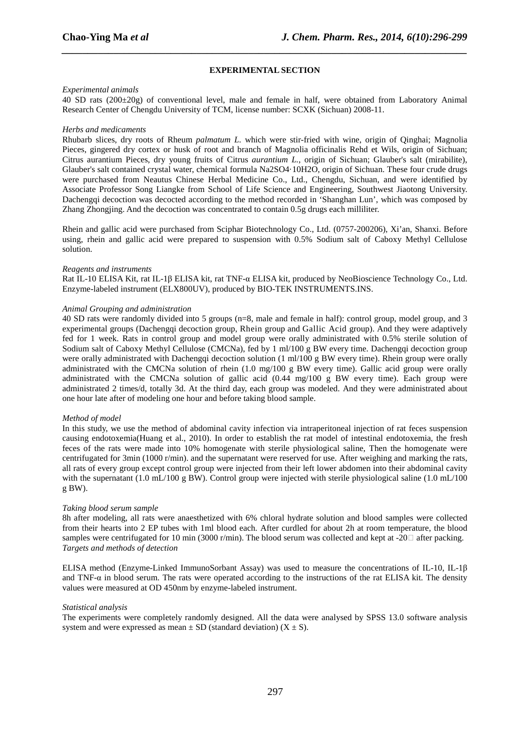## EXPERIMENTAL SECTION

*Experimental animals*

40 SD rats (200±20g) of conventional level, male and female in half, were obtained from Laboratory Animal Research Center of Chengdu University of TCM, license number: SCXK (Sichuan) 2008-11.

*Herbs and medicaments*

Rhubarb slices, dry roots of Rheum *palmatum L.* which were stir-fried with wine, origin of Qinghai; Magnolia Pieces, gingered dry cortex or husk of root and branch of Magnolia officinalis Rehd et Wils, origin of Sichuan; Citrus aurantium Pieces, dry young fruits of Citrus *aurantium L.*, origin of Sichuan; Glauber's salt (mirabilite), Glauber's salt contained crystal water, chemical formula $Na_2SO_4 \cdot 10H_2O$, origin of Sichuan. These four crude drugs were purchased from Neautus Chinese Herbal Medicine Co., Ltd., Chengdu, Sichuan, and were identified by Associate Professor Song Liangke from School of Life Science and Engineering, Southwest Jiaotong University. Dachengqi decoction was decocted according to the method recorded in 'Shanghan Lun', which was composed by Zhang Zhongjing. And the decoction was concentrated to contain 0.5g drugs each milliliter.

Rhein and gallic acid were purchased from Sciphar Biotechnology Co., Ltd. (0757-200206), Xi'an, Shanxi. Before using, rhein and gallic acid were prepared to suspension with 0.5% Sodium salt of Caboxy Methyl Cellulose solution.

*Reagents and instruments*

Rat IL-10 ELISA Kit, rat IL-1β ELISA kit, rat TNF-α ELISA kit, produced by NeoBioscience Technology Co., Ltd. Enzyme-labeled instrument (ELX800UV), produced by BIO-TEK INSTRUMENTS.INS.

*Animal Grouping and administration*

40 SD rats were randomly divided into 5 groups (n=8, male and female in half): control group, model group, and 3 experimental groups (Dachengqi decoction group, Rhein group and Gallic Acid group). And they were adaptively fed for 1 week. Rats in control group and model group were orally administrated with 0.5% sterile solution of Sodium salt of Caboxy Methyl Cellulose (CMCNa), fed by 1 ml/100 g BW every time. Dachengqi decoction group were orally administrated with Dachengqi decoction solution (1 ml/100 g BW every time). Rhein group were orally administrated with the CMCNa solution of rhein (1.0 mg/100 g BW every time). Gallic acid group were orally administrated with the CMCNa solution of gallic acid (0.44 mg/100 g BW every time). Each group were administrated 2 times/d, totally 3d. At the third day, each group was modeled. And they were administrated about one hour late after of modeling one hour and before taking blood sample.

*Method of model*

In this study, we use the method of abdominal cavity infection via intraperitoneal injection of rat feces suspension causing endotoxemia(Huang et al., 2010). In order to establish the rat model of intestinal endotoxemia, the fresh feces of the rats were made into 10% homogenate with sterile physiological saline, Then the homogenate were centrifugated for 3min (1000 r/min). and the supernatant were reserved for use. After weighing and marking the rats, all rats of every group except control group were injected from their left lower abdomen into their abdominal cavity with the supernatant (1.0 mL/100 g BW). Control group were injected with sterile physiological saline (1.0 mL/100 g BW).

*Taking blood serum sample*

8h after modeling, all rats were anaesthetized with 6% chloral hydrate solution and blood samples were collected from their hearts into 2 EP tubes with 1ml blood each. After curdled for about 2h at room temperature, the blood samples were centrifugated for 10 min (3000 r/min). The blood serum was collected and kept at -20℃ after packing.

*Targets and methods of detection*

ELISA method (Enzyme-Linked ImmunoSorbant Assay) was used to measure the concentrations of IL-10, IL-1β and TNF-α in blood serum. The rats were operated according to the instructions of the rat ELISA kit. The density values were measured at OD 450nm by enzyme-labeled instrument.

*Statistical analysis*

The experiments were completely randomly designed. All the data were analysed by SPSS 13.0 software analysis system and were expressed as mean ± SD (standard deviation) (X ± S).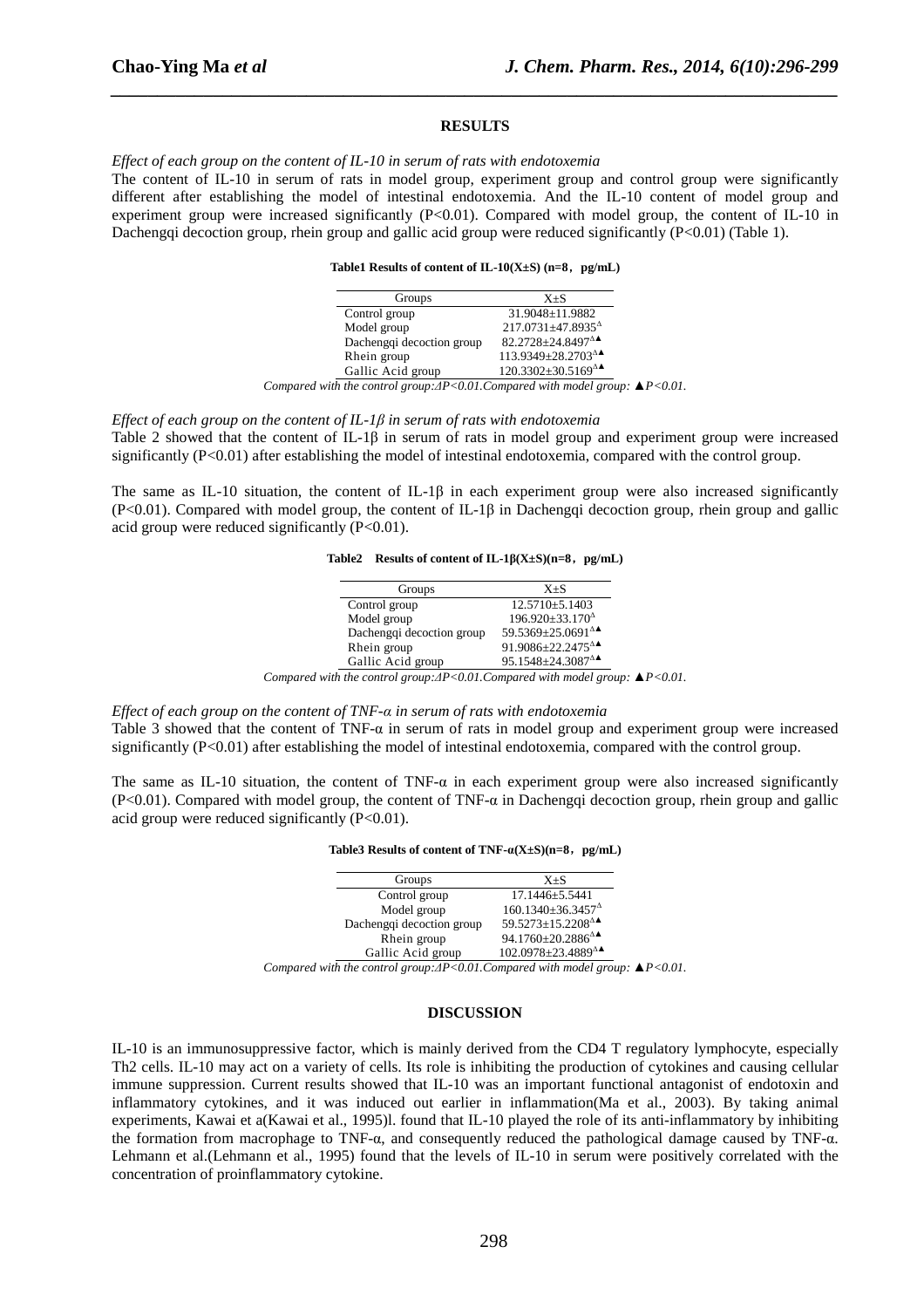## RESULTS

*Effect of each group on the content of IL-10 in serum of rats with endotoxemia*

The content of IL-10 in serum of rats in model group, experiment group and control group were significantly different after establishing the model of intestinal endotoxemia. And the IL-10 content of model group and experiment group were increased significantly (P<0.01). Compared with model group, the content of IL-10 in Dachengqi decoction group, rhein group and gallic acid group were reduced significantly (P<0.01) (Table 1).

**Table1 Results of content of IL-10(X±S) (n=8，pg/mL)**

| Groups | X±S |
|---|---|
| Control group | 31.9048±11.9882 |
| Model group | 217.0731±47.8935$^{\Delta}$ |
| Dachengqi decoction group | 82.2728±24.8497$^{\Delta▲}$ |
| Rhein group | 113.9349±28.2703$^{\Delta▲}$ |
| Gallic Acid group | 120.3302±30.5169$^{\Delta▲}$ |

*Compared with the control group:ΔP<0.01.Compared with model group: ▲P<0.01.*

*Effect of each group on the content of IL-1β in serum of rats with endotoxemia*

Table 2 showed that the content of IL-1β in serum of rats in model group and experiment group were increased significantly (P<0.01) after establishing the model of intestinal endotoxemia, compared with the control group.

The same as IL-10 situation, the content of IL-1β in each experiment group were also increased significantly (P<0.01). Compared with model group, the content of IL-1β in Dachengqi decoction group, rhein group and gallic acid group were reduced significantly (P<0.01).

**Table2 Results of content of IL-1β(X±S)(n=8，pg/mL)**

| Groups | X±S |
|---|---|
| Control group | 12.5710±5.1403 |
| Model group | 196.920±33.170$^{\Delta}$ |
| Dachengqi decoction group | 59.5369±25.0691$^{\Delta▲}$ |
| Rhein group | 91.9086±22.2475$^{\Delta▲}$ |
| Gallic Acid group | 95.1548±24.3087$^{\Delta▲}$ |

*Compared with the control group:ΔP<0.01.Compared with model group: ▲P<0.01.*

*Effect of each group on the content of TNF-α in serum of rats with endotoxemia*

Table 3 showed that the content of TNF-α in serum of rats in model group and experiment group were increased significantly (P<0.01) after establishing the model of intestinal endotoxemia, compared with the control group.

The same as IL-10 situation, the content of TNF-α in each experiment group were also increased significantly (P<0.01). Compared with model group, the content of TNF-α in Dachengqi decoction group, rhein group and gallic acid group were reduced significantly (P<0.01).

**Table3 Results of content of TNF-α(X±S)(n=8，pg/mL)**

| Groups | X±S |
|---|---|
| Control group | 17.1446±5.5441 |
| Model group | 160.1340±36.3457$^{\Delta}$ |
| Dachengqi decoction group | 59.5273±15.2208$^{\Delta▲}$ |
| Rhein group | 94.1760±20.2886$^{\Delta▲}$ |
| Gallic Acid group | 102.0978±23.4889$^{\Delta▲}$ |

*Compared with the control group:ΔP<0.01.Compared with model group: ▲P<0.01.*

## DISCUSSION

IL-10 is an immunosuppressive factor, which is mainly derived from the CD4 T regulatory lymphocyte, especially Th2 cells. IL-10 may act on a variety of cells. Its role is inhibiting the production of cytokines and causing cellular immune suppression. Current results showed that IL-10 was an important functional antagonist of endotoxin and inflammatory cytokines, and it was induced out earlier in inflammation(Ma et al., 2003). By taking animal experiments, Kawai et a(Kawai et al., 1995)l. found that IL-10 played the role of its anti-inflammatory by inhibiting the formation from macrophage to TNF-α, and consequently reduced the pathological damage caused by TNF-α. Lehmann et al.(Lehmann et al., 1995) found that the levels of IL-10 in serum were positively correlated with the concentration of proinflammatory cytokine.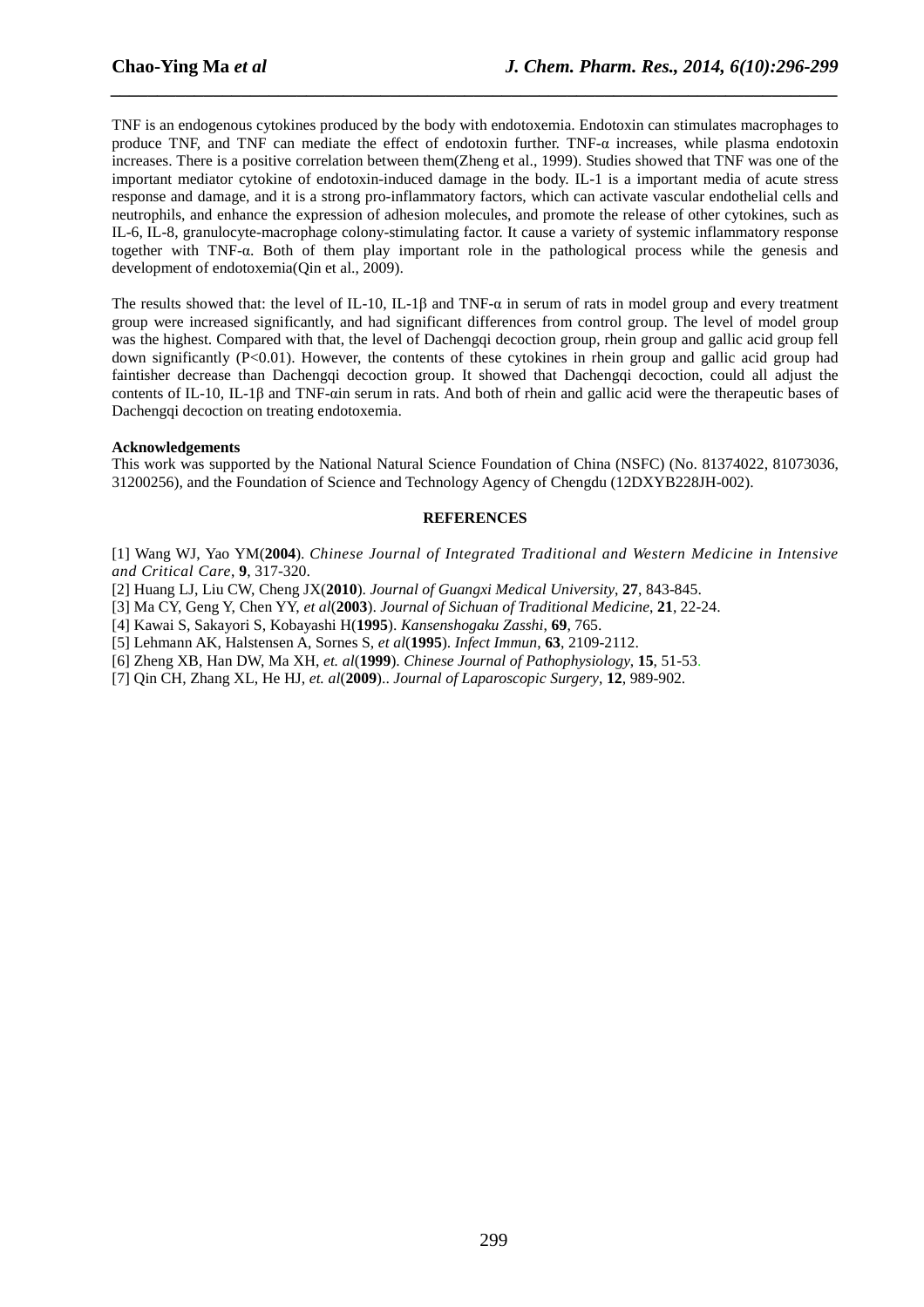TNF is an endogenous cytokines produced by the body with endotoxemia. Endotoxin can stimulates macrophages to produce TNF, and TNF can mediate the effect of endotoxin further. TNF-α increases, while plasma endotoxin increases. There is a positive correlation between them(Zheng et al., 1999). Studies showed that TNF was one of the important mediator cytokine of endotoxin-induced damage in the body. IL-1 is a important media of acute stress response and damage, and it is a strong pro-inflammatory factors, which can activate vascular endothelial cells and neutrophils, and enhance the expression of adhesion molecules, and promote the release of other cytokines, such as IL-6, IL-8, granulocyte-macrophage colony-stimulating factor. It cause a variety of systemic inflammatory response together with TNF-α. Both of them play important role in the pathological process while the genesis and development of endotoxemia(Qin et al., 2009).

The results showed that: the level of IL-10, IL-1β and TNF-α in serum of rats in model group and every treatment group were increased significantly, and had significant differences from control group. The level of model group was the highest. Compared with that, the level of Dachengqi decoction group, rhein group and gallic acid group fell down significantly ($P<0.01$). However, the contents of these cytokines in rhein group and gallic acid group had faintisher decrease than Dachengqi decoction group. It showed that Dachengqi decoction, could all adjust the contents of IL-10, IL-1β and TNF-αin serum in rats. And both of rhein and gallic acid were the therapeutic bases of Dachengqi decoction on treating endotoxemia.

**Acknowledgements**

This work was supported by the National Natural Science Foundation of China (NSFC) (No. 81374022, 81073036, 31200256), and the Foundation of Science and Technology Agency of Chengdu (12DXYB228JH-002).

## REFERENCES

[1] Wang WJ, Yao YM(**2004**). *Chinese Journal of Integrated Traditional and Western Medicine in Intensive and Critical Care*, **9**, 317-320.

[2] Huang LJ, Liu CW, Cheng JX(**2010**). *Journal of Guangxi Medical University*, **27**, 843-845.

[3] Ma CY, Geng Y, Chen YY, *et al*(**2003**). *Journal of Sichuan of Traditional Medicine*, **21**, 22-24.

[4] Kawai S, Sakayori S, Kobayashi H(**1995**). *Kansenshogaku Zasshi*, **69**, 765.

[5] Lehmann AK, Halstensen A, Sornes S, *et al*(**1995**). *Infect Immun*, **63**, 2109-2112.

[6] Zheng XB, Han DW, Ma XH, *et. al*(**1999**). *Chinese Journal of Pathophysiology*, **15**, 51-53.

[7] Qin CH, Zhang XL, He HJ, *et. al*(**2009**).. *Journal of Laparoscopic Surgery*, **12**, 989-902.